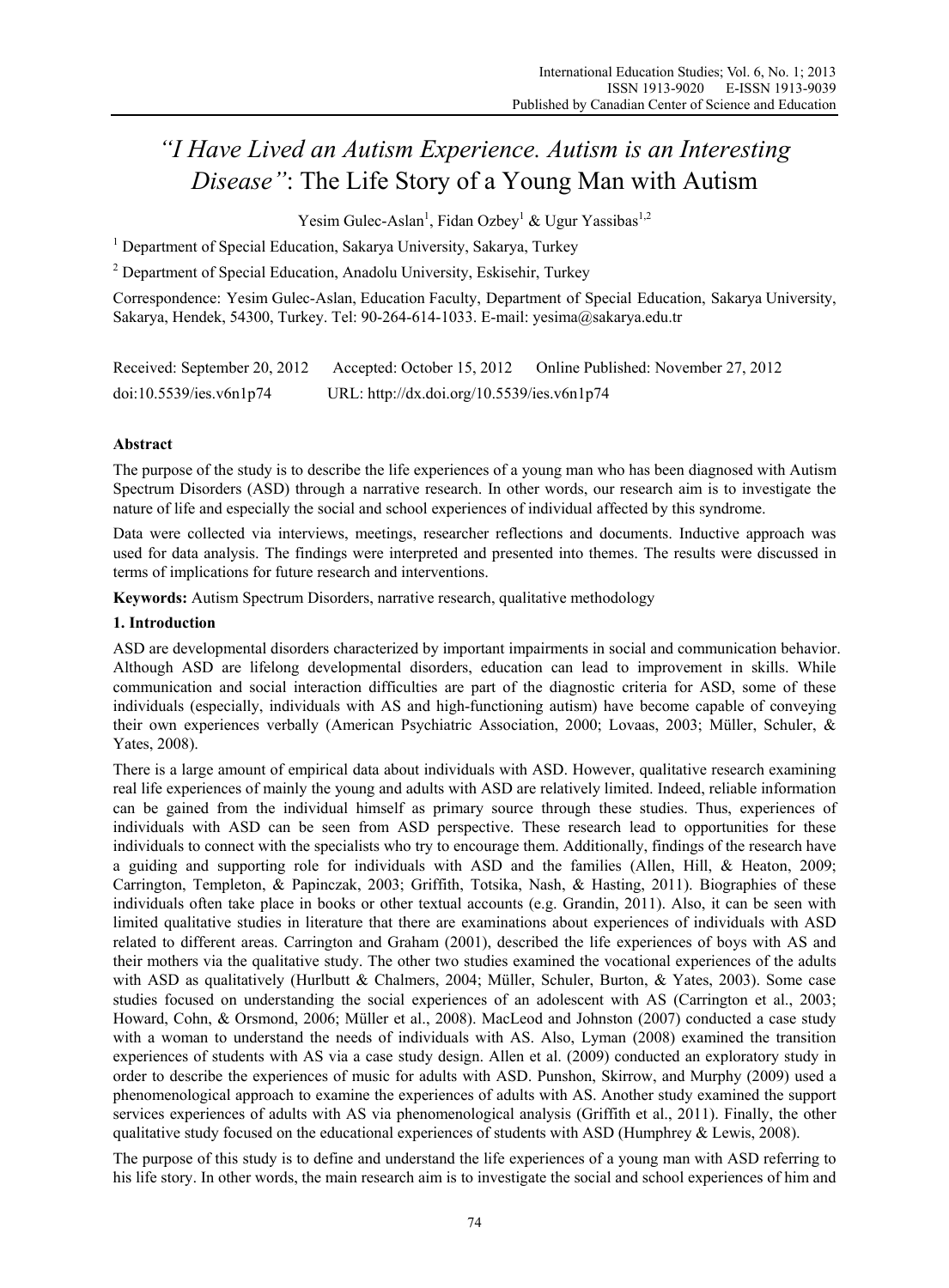# *"I Have Lived an Autism Experience. Autism is an Interesting Disease"*: The Life Story of a Young Man with Autism

Yesim Gulec-Aslan[1], Fidan Ozbey[1] & Ugur Yassibas[1,2]

[1] Department of Special Education, Sakarya University, Sakarya, Turkey

[2] Department of Special Education, Anadolu University, Eskisehir, Turkey

Correspondence: Yesim Gulec-Aslan, Education Faculty, Department of Special Education, Sakarya University, Sakarya, Hendek, 54300, Turkey. Tel: 90-264-614-1033. E-mail: yesima@sakarya.edu.tr

Received: September 20, 2012 Accepted: October 15, 2012 Online Published: November 27, 2012

doi:10.5539/ies.v6n1p74 URL: http://dx.doi.org/10.5539/ies.v6n1p74

## Abstract

The purpose of the study is to describe the life experiences of a young man who has been diagnosed with Autism Spectrum Disorders (ASD) through a narrative research. In other words, our research aim is to investigate the nature of life and especially the social and school experiences of individual affected by this syndrome.

Data were collected via interviews, meetings, researcher reflections and documents. Inductive approach was used for data analysis. The findings were interpreted and presented into themes. The results were discussed in terms of implications for future research and interventions.

**Keywords:** Autism Spectrum Disorders, narrative research, qualitative methodology

## 1. Introduction

ASD are developmental disorders characterized by important impairments in social and communication behavior. Although ASD are lifelong developmental disorders, education can lead to improvement in skills. While communication and social interaction difficulties are part of the diagnostic criteria for ASD, some of these individuals (especially, individuals with AS and high-functioning autism) have become capable of conveying their own experiences verbally (American Psychiatric Association, 2000; Lovaas, 2003; Müller, Schuler, & Yates, 2008).

There is a large amount of empirical data about individuals with ASD. However, qualitative research examining real life experiences of mainly the young and adults with ASD are relatively limited. Indeed, reliable information can be gained from the individual himself as primary source through these studies. Thus, experiences of individuals with ASD can be seen from ASD perspective. These research lead to opportunities for these individuals to connect with the specialists who try to encourage them. Additionally, findings of the research have a guiding and supporting role for individuals with ASD and the families (Allen, Hill, & Heaton, 2009; Carrington, Templeton, & Papinczak, 2003; Griffith, Totsika, Nash, & Hasting, 2011). Biographies of these individuals often take place in books or other textual accounts (e.g. Grandin, 2011). Also, it can be seen with limited qualitative studies in literature that there are examinations about experiences of individuals with ASD related to different areas. Carrington and Graham (2001), described the life experiences of boys with AS and their mothers via the qualitative study. The other two studies examined the vocational experiences of the adults with ASD as qualitatively (Hurlbutt & Chalmers, 2004; Müller, Schuler, Burton, & Yates, 2003). Some case studies focused on understanding the social experiences of an adolescent with AS (Carrington et al., 2003; Howard, Cohn, & Orsmond, 2006; Müller et al., 2008). MacLeod and Johnston (2007) conducted a case study with a woman to understand the needs of individuals with AS. Also, Lyman (2008) examined the transition experiences of students with AS via a case study design. Allen et al. (2009) conducted an exploratory study in order to describe the experiences of music for adults with ASD. Punshon, Skirrow, and Murphy (2009) used a phenomenological approach to examine the experiences of adults with AS. Another study examined the support services experiences of adults with AS via phenomenological analysis (Griffith et al., 2011). Finally, the other qualitative study focused on the educational experiences of students with ASD (Humphrey & Lewis, 2008).

The purpose of this study is to define and understand the life experiences of a young man with ASD referring to his life story. In other words, the main research aim is to investigate the social and school experiences of him and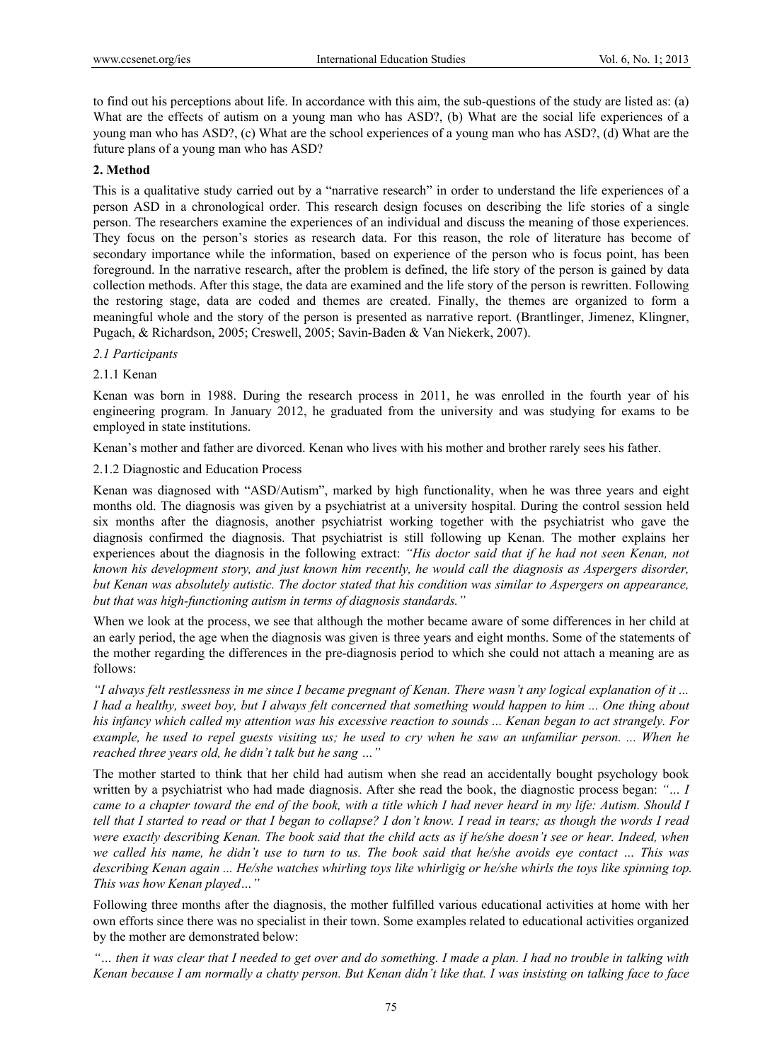to find out his perceptions about life. In accordance with this aim, the sub-questions of the study are listed as: (a) What are the effects of autism on a young man who has ASD?, (b) What are the social life experiences of a young man who has ASD?, (c) What are the school experiences of a young man who has ASD?, (d) What are the future plans of a young man who has ASD?

## 2. Method

This is a qualitative study carried out by a "narrative research" in order to understand the life experiences of a person ASD in a chronological order. This research design focuses on describing the life stories of a single person. The researchers examine the experiences of an individual and discuss the meaning of those experiences. They focus on the person's stories as research data. For this reason, the role of literature has become of secondary importance while the information, based on experience of the person who is focus point, has been foreground. In the narrative research, after the problem is defined, the life story of the person is gained by data collection methods. After this stage, the data are examined and the life story of the person is rewritten. Following the restoring stage, data are coded and themes are created. Finally, the themes are organized to form a meaningful whole and the story of the person is presented as narrative report. (Brantlinger, Jimenez, Klingner, Pugach, & Richardson, 2005; Creswell, 2005; Savin-Baden & Van Niekerk, 2007).

### *2.1 Participants*

#### 2.1.1 Kenan

Kenan was born in 1988. During the research process in 2011, he was enrolled in the fourth year of his engineering program. In January 2012, he graduated from the university and was studying for exams to be employed in state institutions.

Kenan's mother and father are divorced. Kenan who lives with his mother and brother rarely sees his father.

#### 2.1.2 Diagnostic and Education Process

Kenan was diagnosed with "ASD/Autism", marked by high functionality, when he was three years and eight months old. The diagnosis was given by a psychiatrist at a university hospital. During the control session held six months after the diagnosis, another psychiatrist working together with the psychiatrist who gave the diagnosis confirmed the diagnosis. That psychiatrist is still following up Kenan. The mother explains her experiences about the diagnosis in the following extract: *"His doctor said that if he had not seen Kenan, not known his development story, and just known him recently, he would call the diagnosis as Aspergers disorder, but Kenan was absolutely autistic. The doctor stated that his condition was similar to Aspergers on appearance, but that was high-functioning autism in terms of diagnosis standards."*

When we look at the process, we see that although the mother became aware of some differences in her child at an early period, the age when the diagnosis was given is three years and eight months. Some of the statements of the mother regarding the differences in the pre-diagnosis period to which she could not attach a meaning are as follows:

*"I always felt restlessness in me since I became pregnant of Kenan. There wasn't any logical explanation of it ... I had a healthy, sweet boy, but I always felt concerned that something would happen to him ... One thing about his infancy which called my attention was his excessive reaction to sounds ... Kenan began to act strangely. For example, he used to repel guests visiting us; he used to cry when he saw an unfamiliar person. ... When he reached three years old, he didn't talk but he sang …"*

The mother started to think that her child had autism when she read an accidentally bought psychology book written by a psychiatrist who had made diagnosis. After she read the book, the diagnostic process began: *"… I came to a chapter toward the end of the book, with a title which I had never heard in my life: Autism. Should I tell that I started to read or that I began to collapse? I don't know. I read in tears; as though the words I read were exactly describing Kenan. The book said that the child acts as if he/she doesn't see or hear. Indeed, when we called his name, he didn't use to turn to us. The book said that he/she avoids eye contact … This was describing Kenan again ... He/she watches whirling toys like whirligig or he/she whirls the toys like spinning top. This was how Kenan played…"*

Following three months after the diagnosis, the mother fulfilled various educational activities at home with her own efforts since there was no specialist in their town. Some examples related to educational activities organized by the mother are demonstrated below:

*"… then it was clear that I needed to get over and do something. I made a plan. I had no trouble in talking with Kenan because I am normally a chatty person. But Kenan didn't like that. I was insisting on talking face to face*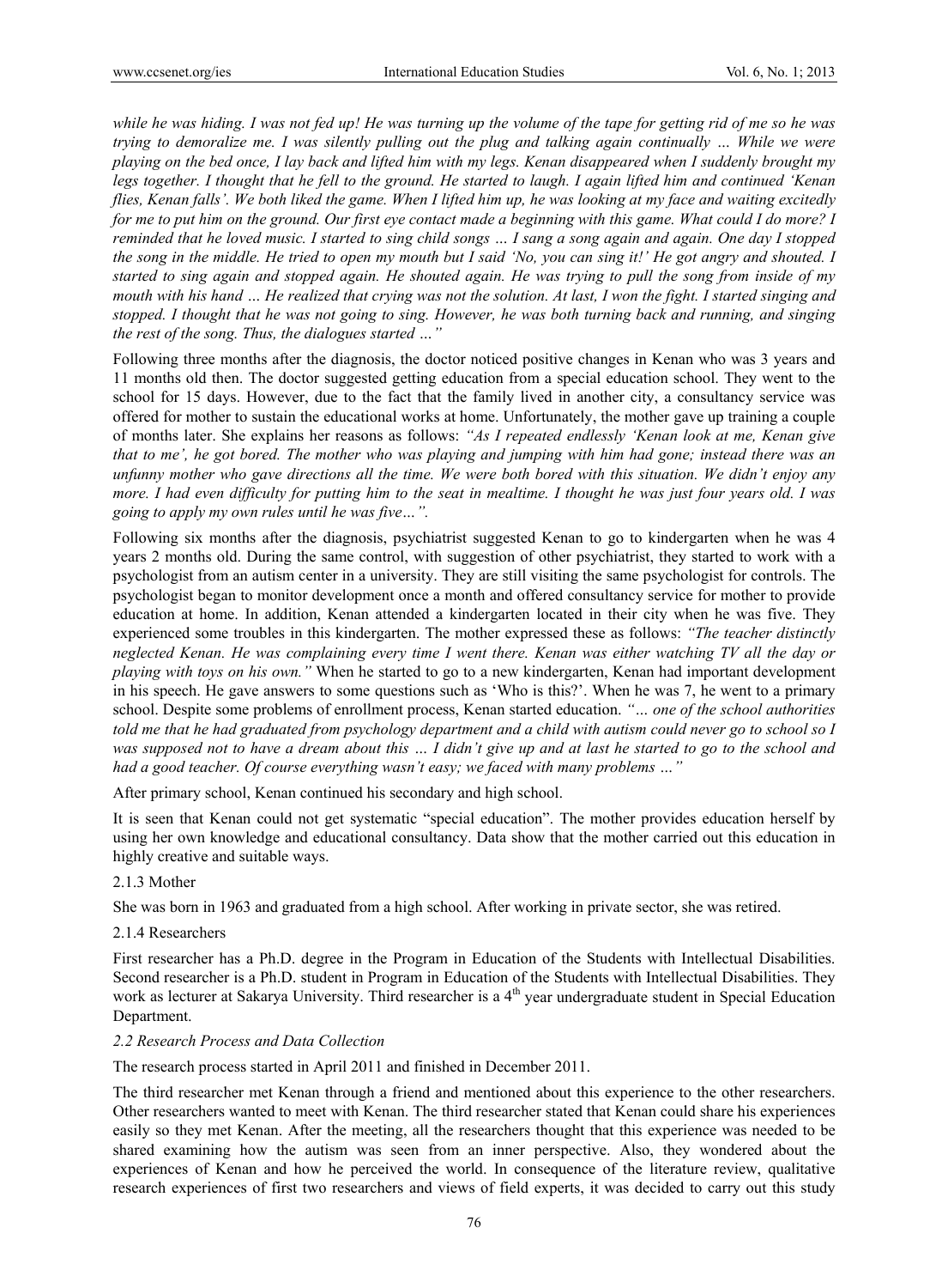*while he was hiding. I was not fed up! He was turning up the volume of the tape for getting rid of me so he was trying to demoralize me. I was silently pulling out the plug and talking again continually … While we were playing on the bed once, I lay back and lifted him with my legs. Kenan disappeared when I suddenly brought my legs together. I thought that he fell to the ground. He started to laugh. I again lifted him and continued 'Kenan flies, Kenan falls'. We both liked the game. When I lifted him up, he was looking at my face and waiting excitedly for me to put him on the ground. Our first eye contact made a beginning with this game. What could I do more? I reminded that he loved music. I started to sing child songs … I sang a song again and again. One day I stopped the song in the middle. He tried to open my mouth but I said 'No, you can sing it!' He got angry and shouted. I started to sing again and stopped again. He shouted again. He was trying to pull the song from inside of my mouth with his hand … He realized that crying was not the solution. At last, I won the fight. I started singing and stopped. I thought that he was not going to sing. However, he was both turning back and running, and singing the rest of the song. Thus, the dialogues started …"*

Following three months after the diagnosis, the doctor noticed positive changes in Kenan who was 3 years and 11 months old then. The doctor suggested getting education from a special education school. They went to the school for 15 days. However, due to the fact that the family lived in another city, a consultancy service was offered for mother to sustain the educational works at home. Unfortunately, the mother gave up training a couple of months later. She explains her reasons as follows: *"As I repeated endlessly 'Kenan look at me, Kenan give that to me', he got bored. The mother who was playing and jumping with him had gone; instead there was an unfunny mother who gave directions all the time. We were both bored with this situation. We didn't enjoy any more. I had even difficulty for putting him to the seat in mealtime. I thought he was just four years old. I was going to apply my own rules until he was five…".*

Following six months after the diagnosis, psychiatrist suggested Kenan to go to kindergarten when he was 4 years 2 months old. During the same control, with suggestion of other psychiatrist, they started to work with a psychologist from an autism center in a university. They are still visiting the same psychologist for controls. The psychologist began to monitor development once a month and offered consultancy service for mother to provide education at home. In addition, Kenan attended a kindergarten located in their city when he was five. They experienced some troubles in this kindergarten. The mother expressed these as follows: *"The teacher distinctly neglected Kenan. He was complaining every time I went there. Kenan was either watching TV all the day or playing with toys on his own."* When he started to go to a new kindergarten, Kenan had important development in his speech. He gave answers to some questions such as 'Who is this?'. When he was 7, he went to a primary school. Despite some problems of enrollment process, Kenan started education. *"… one of the school authorities told me that he had graduated from psychology department and a child with autism could never go to school so I was supposed not to have a dream about this … I didn't give up and at last he started to go to the school and had a good teacher. Of course everything wasn't easy; we faced with many problems …"*

After primary school, Kenan continued his secondary and high school.

It is seen that Kenan could not get systematic "special education". The mother provides education herself by using her own knowledge and educational consultancy. Data show that the mother carried out this education in highly creative and suitable ways.

#### 2.1.3 Mother

She was born in 1963 and graduated from a high school. After working in private sector, she was retired.

#### 2.1.4 Researchers

First researcher has a Ph.D. degree in the Program in Education of the Students with Intellectual Disabilities. Second researcher is a Ph.D. student in Program in Education of the Students with Intellectual Disabilities. They work as lecturer at Sakarya University. Third researcher is a 4th year undergraduate student in Special Education Department.

### *2.2 Research Process and Data Collection*

The research process started in April 2011 and finished in December 2011.

The third researcher met Kenan through a friend and mentioned about this experience to the other researchers. Other researchers wanted to meet with Kenan. The third researcher stated that Kenan could share his experiences easily so they met Kenan. After the meeting, all the researchers thought that this experience was needed to be shared examining how the autism was seen from an inner perspective. Also, they wondered about the experiences of Kenan and how he perceived the world. In consequence of the literature review, qualitative research experiences of first two researchers and views of field experts, it was decided to carry out this study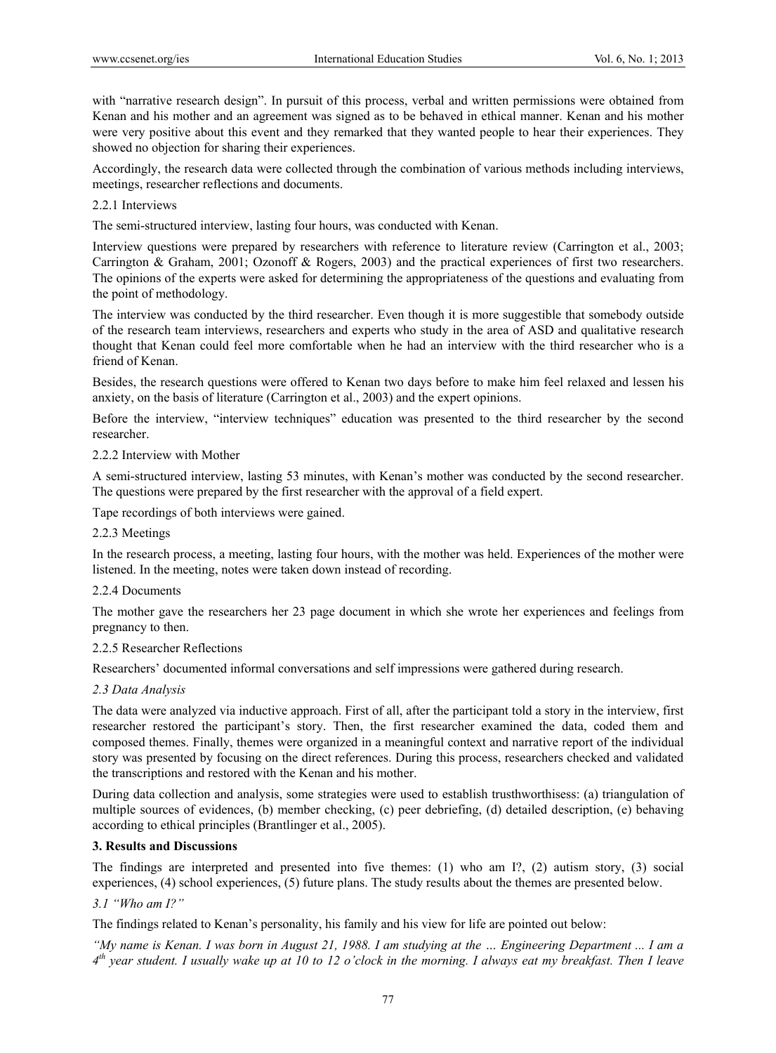with "narrative research design". In pursuit of this process, verbal and written permissions were obtained from Kenan and his mother and an agreement was signed as to be behaved in ethical manner. Kenan and his mother were very positive about this event and they remarked that they wanted people to hear their experiences. They showed no objection for sharing their experiences.

Accordingly, the research data were collected through the combination of various methods including interviews, meetings, researcher reflections and documents.

#### 2.2.1 Interviews

The semi-structured interview, lasting four hours, was conducted with Kenan.

Interview questions were prepared by researchers with reference to literature review (Carrington et al., 2003; Carrington & Graham, 2001; Ozonoff & Rogers, 2003) and the practical experiences of first two researchers. The opinions of the experts were asked for determining the appropriateness of the questions and evaluating from the point of methodology.

The interview was conducted by the third researcher. Even though it is more suggestible that somebody outside of the research team interviews, researchers and experts who study in the area of ASD and qualitative research thought that Kenan could feel more comfortable when he had an interview with the third researcher who is a friend of Kenan.

Besides, the research questions were offered to Kenan two days before to make him feel relaxed and lessen his anxiety, on the basis of literature (Carrington et al., 2003) and the expert opinions.

Before the interview, "interview techniques" education was presented to the third researcher by the second researcher.

#### 2.2.2 Interview with Mother

A semi-structured interview, lasting 53 minutes, with Kenan's mother was conducted by the second researcher. The questions were prepared by the first researcher with the approval of a field expert.

Tape recordings of both interviews were gained.

#### 2.2.3 Meetings

In the research process, a meeting, lasting four hours, with the mother was held. Experiences of the mother were listened. In the meeting, notes were taken down instead of recording.

#### 2.2.4 Documents

The mother gave the researchers her 23 page document in which she wrote her experiences and feelings from pregnancy to then.

#### 2.2.5 Researcher Reflections

Researchers' documented informal conversations and self impressions were gathered during research.

### *2.3 Data Analysis*

The data were analyzed via inductive approach. First of all, after the participant told a story in the interview, first researcher restored the participant's story. Then, the first researcher examined the data, coded them and composed themes. Finally, themes were organized in a meaningful context and narrative report of the individual story was presented by focusing on the direct references. During this process, researchers checked and validated the transcriptions and restored with the Kenan and his mother.

During data collection and analysis, some strategies were used to establish trusthworthisess: (a) triangulation of multiple sources of evidences, (b) member checking, (c) peer debriefing, (d) detailed description, (e) behaving according to ethical principles (Brantlinger et al., 2005).

## 3. Results and Discussions

The findings are interpreted and presented into five themes: (1) who am I?, (2) autism story, (3) social experiences, (4) school experiences, (5) future plans. The study results about the themes are presented below.

### *3.1 "Who am I?"*

The findings related to Kenan's personality, his family and his view for life are pointed out below:

*"My name is Kenan. I was born in August 21, 1988. I am studying at the … Engineering Department ... I am a 4th year student. I usually wake up at 10 to 12 o'clock in the morning. I always eat my breakfast. Then I leave*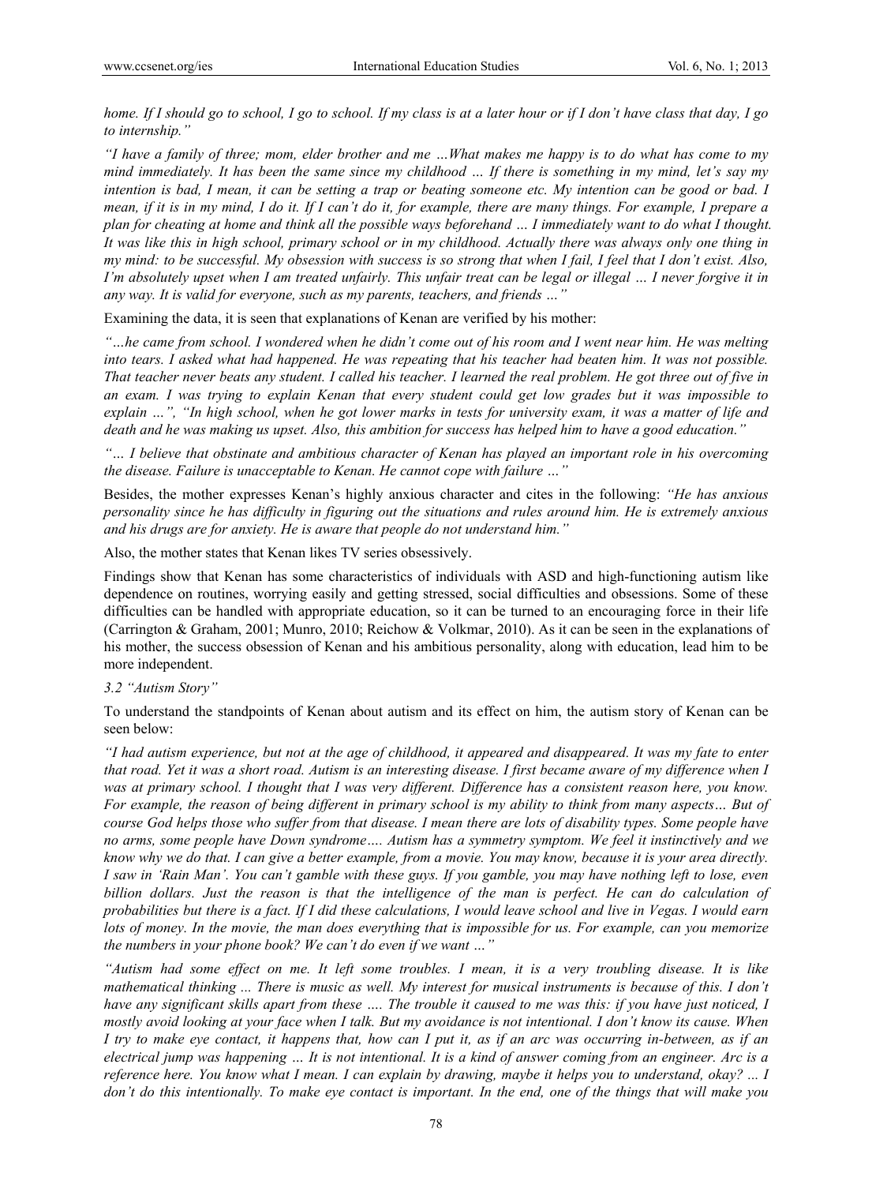*home. If I should go to school, I go to school. If my class is at a later hour or if I don't have class that day, I go to internship."*

*"I have a family of three; mom, elder brother and me …What makes me happy is to do what has come to my mind immediately. It has been the same since my childhood … If there is something in my mind, let's say my intention is bad, I mean, it can be setting a trap or beating someone etc. My intention can be good or bad. I mean, if it is in my mind, I do it. If I can't do it, for example, there are many things. For example, I prepare a plan for cheating at home and think all the possible ways beforehand … I immediately want to do what I thought. It was like this in high school, primary school or in my childhood. Actually there was always only one thing in my mind: to be successful. My obsession with success is so strong that when I fail, I feel that I don't exist. Also, I'm absolutely upset when I am treated unfairly. This unfair treat can be legal or illegal … I never forgive it in any way. It is valid for everyone, such as my parents, teachers, and friends …"*

Examining the data, it is seen that explanations of Kenan are verified by his mother:

*"…he came from school. I wondered when he didn't come out of his room and I went near him. He was melting into tears. I asked what had happened. He was repeating that his teacher had beaten him. It was not possible. That teacher never beats any student. I called his teacher. I learned the real problem. He got three out of five in an exam. I was trying to explain Kenan that every student could get low grades but it was impossible to explain …", "In high school, when he got lower marks in tests for university exam, it was a matter of life and death and he was making us upset. Also, this ambition for success has helped him to have a good education."*

*"… I believe that obstinate and ambitious character of Kenan has played an important role in his overcoming the disease. Failure is unacceptable to Kenan. He cannot cope with failure …"*

Besides, the mother expresses Kenan's highly anxious character and cites in the following: *"He has anxious personality since he has difficulty in figuring out the situations and rules around him. He is extremely anxious and his drugs are for anxiety. He is aware that people do not understand him."*

Also, the mother states that Kenan likes TV series obsessively.

Findings show that Kenan has some characteristics of individuals with ASD and high-functioning autism like dependence on routines, worrying easily and getting stressed, social difficulties and obsessions. Some of these difficulties can be handled with appropriate education, so it can be turned to an encouraging force in their life (Carrington & Graham, 2001; Munro, 2010; Reichow & Volkmar, 2010). As it can be seen in the explanations of his mother, the success obsession of Kenan and his ambitious personality, along with education, lead him to be more independent.

### *3.2 "Autism Story"*

To understand the standpoints of Kenan about autism and its effect on him, the autism story of Kenan can be seen below:

*"I had autism experience, but not at the age of childhood, it appeared and disappeared. It was my fate to enter that road. Yet it was a short road. Autism is an interesting disease. I first became aware of my difference when I was at primary school. I thought that I was very different. Difference has a consistent reason here, you know. For example, the reason of being different in primary school is my ability to think from many aspects… But of course God helps those who suffer from that disease. I mean there are lots of disability types. Some people have no arms, some people have Down syndrome…. Autism has a symmetry symptom. We feel it instinctively and we know why we do that. I can give a better example, from a movie. You may know, because it is your area directly. I saw in 'Rain Man'. You can't gamble with these guys. If you gamble, you may have nothing left to lose, even billion dollars. Just the reason is that the intelligence of the man is perfect. He can do calculation of probabilities but there is a fact. If I did these calculations, I would leave school and live in Vegas. I would earn lots of money. In the movie, the man does everything that is impossible for us. For example, can you memorize the numbers in your phone book? We can't do even if we want …"*

*"Autism had some effect on me. It left some troubles. I mean, it is a very troubling disease. It is like mathematical thinking ... There is music as well. My interest for musical instruments is because of this. I don't have any significant skills apart from these …. The trouble it caused to me was this: if you have just noticed, I mostly avoid looking at your face when I talk. But my avoidance is not intentional. I don't know its cause. When I try to make eye contact, it happens that, how can I put it, as if an arc was occurring in-between, as if an electrical jump was happening … It is not intentional. It is a kind of answer coming from an engineer. Arc is a reference here. You know what I mean. I can explain by drawing, maybe it helps you to understand, okay? ... I don't do this intentionally. To make eye contact is important. In the end, one of the things that will make you*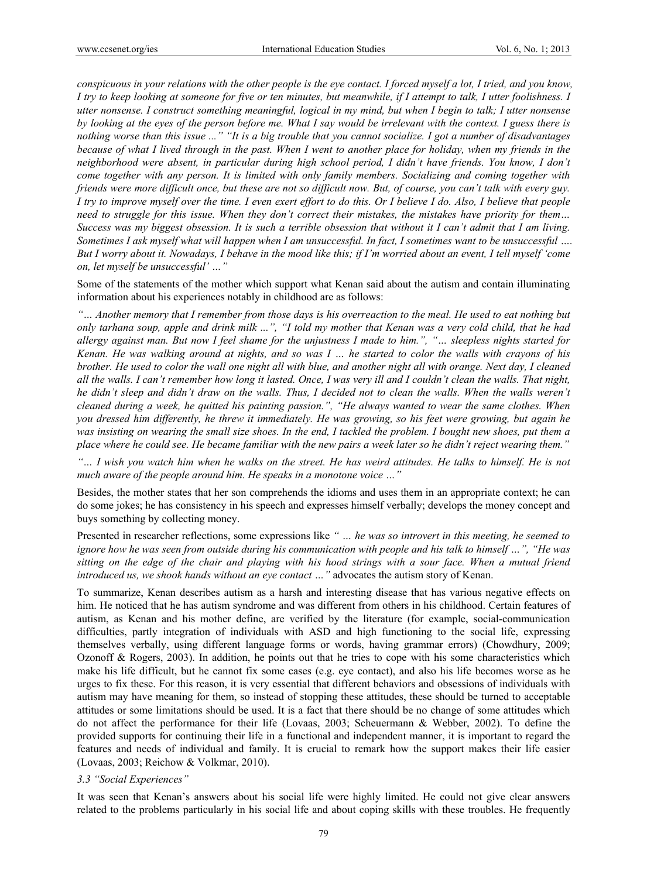*conspicuous in your relations with the other people is the eye contact. I forced myself a lot, I tried, and you know, I try to keep looking at someone for five or ten minutes, but meanwhile, if I attempt to talk, I utter foolishness. I utter nonsense. I construct something meaningful, logical in my mind, but when I begin to talk; I utter nonsense by looking at the eyes of the person before me. What I say would be irrelevant with the context. I guess there is nothing worse than this issue ..." "It is a big trouble that you cannot socialize. I got a number of disadvantages because of what I lived through in the past. When I went to another place for holiday, when my friends in the neighborhood were absent, in particular during high school period, I didn't have friends. You know, I don't come together with any person. It is limited with only family members. Socializing and coming together with friends were more difficult once, but these are not so difficult now. But, of course, you can't talk with every guy. I try to improve myself over the time. I even exert effort to do this. Or I believe I do. Also, I believe that people need to struggle for this issue. When they don't correct their mistakes, the mistakes have priority for them… Success was my biggest obsession. It is such a terrible obsession that without it I can't admit that I am living. Sometimes I ask myself what will happen when I am unsuccessful. In fact, I sometimes want to be unsuccessful …. But I worry about it. Nowadays, I behave in the mood like this; if I'm worried about an event, I tell myself 'come on, let myself be unsuccessful' …"*

Some of the statements of the mother which support what Kenan said about the autism and contain illuminating information about his experiences notably in childhood are as follows:

*"… Another memory that I remember from those days is his overreaction to the meal. He used to eat nothing but only tarhana soup, apple and drink milk ...", "I told my mother that Kenan was a very cold child, that he had allergy against man. But now I feel shame for the unjustness I made to him.", "… sleepless nights started for Kenan. He was walking around at nights, and so was I … he started to color the walls with crayons of his brother. He used to color the wall one night all with blue, and another night all with orange. Next day, I cleaned all the walls. I can't remember how long it lasted. Once, I was very ill and I couldn't clean the walls. That night, he didn't sleep and didn't draw on the walls. Thus, I decided not to clean the walls. When the walls weren't cleaned during a week, he quitted his painting passion.", "He always wanted to wear the same clothes. When you dressed him differently, he threw it immediately. He was growing, so his feet were growing, but again he was insisting on wearing the small size shoes. In the end, I tackled the problem. I bought new shoes, put them a place where he could see. He became familiar with the new pairs a week later so he didn't reject wearing them."*

*"… I wish you watch him when he walks on the street. He has weird attitudes. He talks to himself. He is not much aware of the people around him. He speaks in a monotone voice …"*

Besides, the mother states that her son comprehends the idioms and uses them in an appropriate context; he can do some jokes; he has consistency in his speech and expresses himself verbally; develops the money concept and buys something by collecting money.

Presented in researcher reflections, some expressions like *" … he was so introvert in this meeting, he seemed to ignore how he was seen from outside during his communication with people and his talk to himself …", "He was sitting on the edge of the chair and playing with his hood strings with a sour face. When a mutual friend introduced us, we shook hands without an eye contact …"* advocates the autism story of Kenan.

To summarize, Kenan describes autism as a harsh and interesting disease that has various negative effects on him. He noticed that he has autism syndrome and was different from others in his childhood. Certain features of autism, as Kenan and his mother define, are verified by the literature (for example, social-communication difficulties, partly integration of individuals with ASD and high functioning to the social life, expressing themselves verbally, using different language forms or words, having grammar errors) (Chowdhury, 2009; Ozonoff & Rogers, 2003). In addition, he points out that he tries to cope with his some characteristics which make his life difficult, but he cannot fix some cases (e.g. eye contact), and also his life becomes worse as he urges to fix these. For this reason, it is very essential that different behaviors and obsessions of individuals with autism may have meaning for them, so instead of stopping these attitudes, these should be turned to acceptable attitudes or some limitations should be used. It is a fact that there should be no change of some attitudes which do not affect the performance for their life (Lovaas, 2003; Scheuermann & Webber, 2002). To define the provided supports for continuing their life in a functional and independent manner, it is important to regard the features and needs of individual and family. It is crucial to remark how the support makes their life easier (Lovaas, 2003; Reichow & Volkmar, 2010).

### *3.3 "Social Experiences"*

It was seen that Kenan's answers about his social life were highly limited. He could not give clear answers related to the problems particularly in his social life and about coping skills with these troubles. He frequently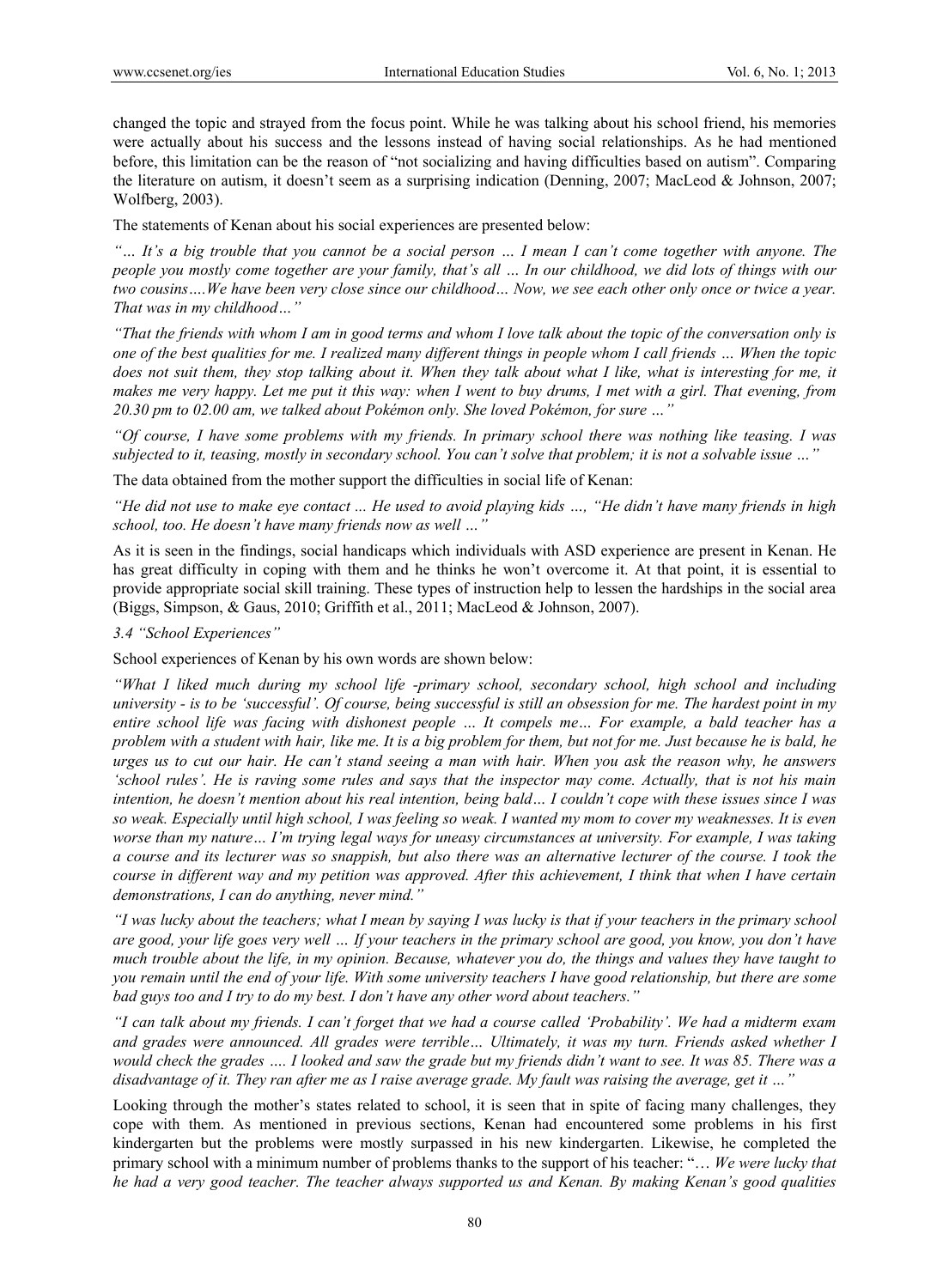changed the topic and strayed from the focus point. While he was talking about his school friend, his memories were actually about his success and the lessons instead of having social relationships. As he had mentioned before, this limitation can be the reason of "not socializing and having difficulties based on autism". Comparing the literature on autism, it doesn't seem as a surprising indication (Denning, 2007; MacLeod & Johnson, 2007; Wolfberg, 2003).

The statements of Kenan about his social experiences are presented below:

*"… It's a big trouble that you cannot be a social person … I mean I can't come together with anyone. The people you mostly come together are your family, that's all … In our childhood, we did lots of things with our two cousins….We have been very close since our childhood… Now, we see each other only once or twice a year. That was in my childhood…"*

*"That the friends with whom I am in good terms and whom I love talk about the topic of the conversation only is one of the best qualities for me. I realized many different things in people whom I call friends … When the topic does not suit them, they stop talking about it. When they talk about what I like, what is interesting for me, it makes me very happy. Let me put it this way: when I went to buy drums, I met with a girl. That evening, from 20.30 pm to 02.00 am, we talked about Pokémon only. She loved Pokémon, for sure …"*

*"Of course, I have some problems with my friends. In primary school there was nothing like teasing. I was subjected to it, teasing, mostly in secondary school. You can't solve that problem; it is not a solvable issue …"*

The data obtained from the mother support the difficulties in social life of Kenan:

*"He did not use to make eye contact ... He used to avoid playing kids …, "He didn't have many friends in high school, too. He doesn't have many friends now as well …"*

As it is seen in the findings, social handicaps which individuals with ASD experience are present in Kenan. He has great difficulty in coping with them and he thinks he won't overcome it. At that point, it is essential to provide appropriate social skill training. These types of instruction help to lessen the hardships in the social area (Biggs, Simpson, & Gaus, 2010; Griffith et al., 2011; MacLeod & Johnson, 2007).

### 3.4 *"School Experiences"*

School experiences of Kenan by his own words are shown below:

*"What I liked much during my school life -primary school, secondary school, high school and including university - is to be 'successful'. Of course, being successful is still an obsession for me. The hardest point in my entire school life was facing with dishonest people … It compels me… For example, a bald teacher has a problem with a student with hair, like me. It is a big problem for them, but not for me. Just because he is bald, he urges us to cut our hair. He can't stand seeing a man with hair. When you ask the reason why, he answers 'school rules'. He is raving some rules and says that the inspector may come. Actually, that is not his main intention, he doesn't mention about his real intention, being bald… I couldn't cope with these issues since I was so weak. Especially until high school, I was feeling so weak. I wanted my mom to cover my weaknesses. It is even worse than my nature… I'm trying legal ways for uneasy circumstances at university. For example, I was taking a course and its lecturer was so snappish, but also there was an alternative lecturer of the course. I took the course in different way and my petition was approved. After this achievement, I think that when I have certain demonstrations, I can do anything, never mind."*

*"I was lucky about the teachers; what I mean by saying I was lucky is that if your teachers in the primary school are good, your life goes very well … If your teachers in the primary school are good, you know, you don't have much trouble about the life, in my opinion. Because, whatever you do, the things and values they have taught to you remain until the end of your life. With some university teachers I have good relationship, but there are some bad guys too and I try to do my best. I don't have any other word about teachers."*

*"I can talk about my friends. I can't forget that we had a course called 'Probability'. We had a midterm exam and grades were announced. All grades were terrible… Ultimately, it was my turn. Friends asked whether I would check the grades …. I looked and saw the grade but my friends didn't want to see. It was 85. There was a disadvantage of it. They ran after me as I raise average grade. My fault was raising the average, get it …"*

Looking through the mother's states related to school, it is seen that in spite of facing many challenges, they cope with them. As mentioned in previous sections, Kenan had encountered some problems in his first kindergarten but the problems were mostly surpassed in his new kindergarten. Likewise, he completed the primary school with a minimum number of problems thanks to the support of his teacher: "… *We were lucky that he had a very good teacher. The teacher always supported us and Kenan. By making Kenan's good qualities*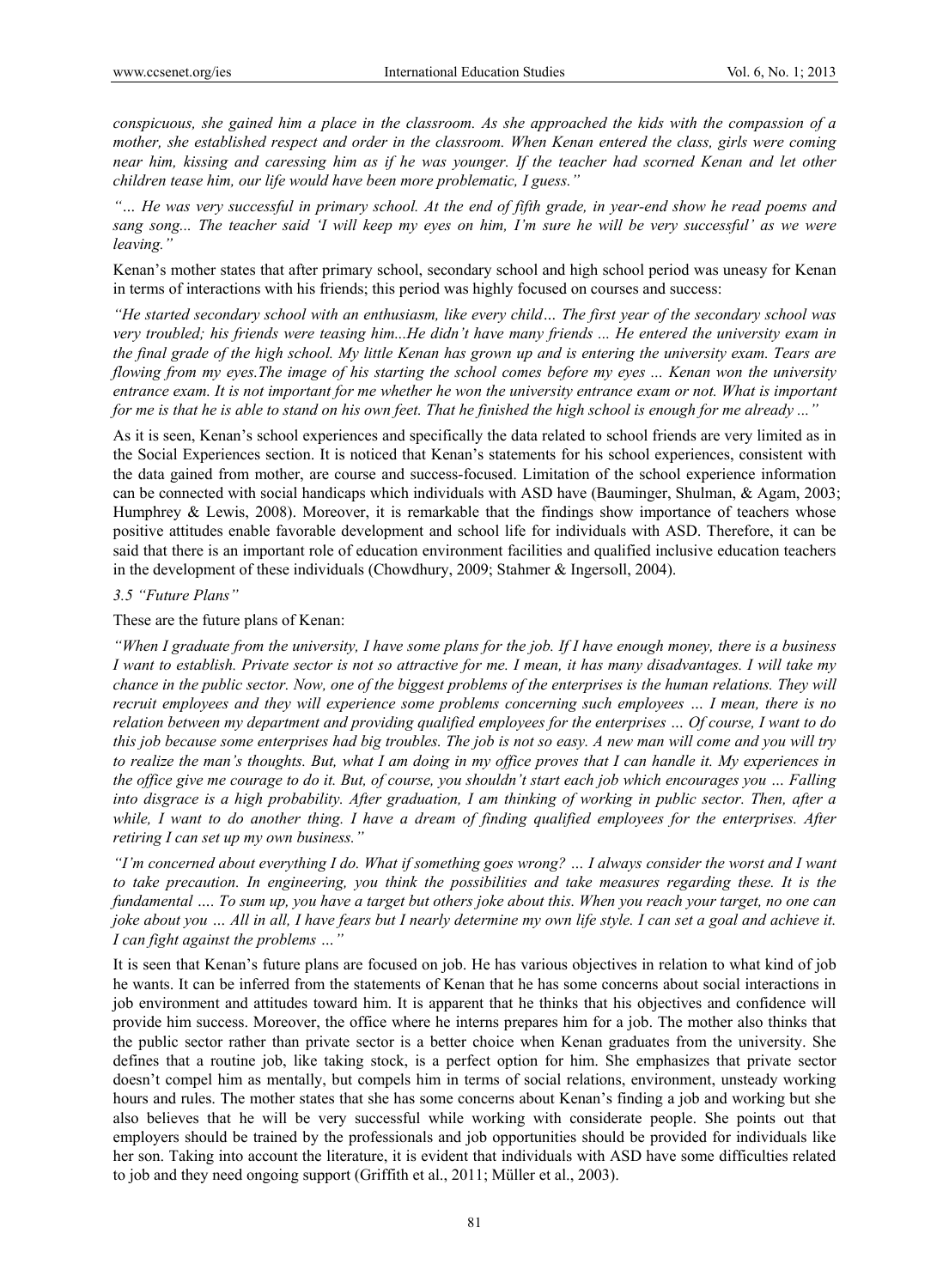*conspicuous, she gained him a place in the classroom. As she approached the kids with the compassion of a mother, she established respect and order in the classroom. When Kenan entered the class, girls were coming near him, kissing and caressing him as if he was younger. If the teacher had scorned Kenan and let other children tease him, our life would have been more problematic, I guess."*

*"… He was very successful in primary school. At the end of fifth grade, in year-end show he read poems and sang song... The teacher said 'I will keep my eyes on him, I'm sure he will be very successful' as we were leaving."*

Kenan's mother states that after primary school, secondary school and high school period was uneasy for Kenan in terms of interactions with his friends; this period was highly focused on courses and success:

*"He started secondary school with an enthusiasm, like every child… The first year of the secondary school was very troubled; his friends were teasing him...He didn't have many friends ... He entered the university exam in the final grade of the high school. My little Kenan has grown up and is entering the university exam. Tears are flowing from my eyes.The image of his starting the school comes before my eyes ... Kenan won the university entrance exam. It is not important for me whether he won the university entrance exam or not. What is important for me is that he is able to stand on his own feet. That he finished the high school is enough for me already ..."*

As it is seen, Kenan's school experiences and specifically the data related to school friends are very limited as in the Social Experiences section. It is noticed that Kenan's statements for his school experiences, consistent with the data gained from mother, are course and success-focused. Limitation of the school experience information can be connected with social handicaps which individuals with ASD have (Bauminger, Shulman, & Agam, 2003; Humphrey & Lewis, 2008). Moreover, it is remarkable that the findings show importance of teachers whose positive attitudes enable favorable development and school life for individuals with ASD. Therefore, it can be said that there is an important role of education environment facilities and qualified inclusive education teachers in the development of these individuals (Chowdhury, 2009; Stahmer & Ingersoll, 2004).

### *3.5 "Future Plans"*

These are the future plans of Kenan:

*"When I graduate from the university, I have some plans for the job. If I have enough money, there is a business I want to establish. Private sector is not so attractive for me. I mean, it has many disadvantages. I will take my chance in the public sector. Now, one of the biggest problems of the enterprises is the human relations. They will recruit employees and they will experience some problems concerning such employees … I mean, there is no relation between my department and providing qualified employees for the enterprises … Of course, I want to do this job because some enterprises had big troubles. The job is not so easy. A new man will come and you will try to realize the man's thoughts. But, what I am doing in my office proves that I can handle it. My experiences in the office give me courage to do it. But, of course, you shouldn't start each job which encourages you … Falling into disgrace is a high probability. After graduation, I am thinking of working in public sector. Then, after a while, I want to do another thing. I have a dream of finding qualified employees for the enterprises. After retiring I can set up my own business."*

*"I'm concerned about everything I do. What if something goes wrong? … I always consider the worst and I want to take precaution. In engineering, you think the possibilities and take measures regarding these. It is the fundamental …. To sum up, you have a target but others joke about this. When you reach your target, no one can joke about you … All in all, I have fears but I nearly determine my own life style. I can set a goal and achieve it. I can fight against the problems …"*

It is seen that Kenan's future plans are focused on job. He has various objectives in relation to what kind of job he wants. It can be inferred from the statements of Kenan that he has some concerns about social interactions in job environment and attitudes toward him. It is apparent that he thinks that his objectives and confidence will provide him success. Moreover, the office where he interns prepares him for a job. The mother also thinks that the public sector rather than private sector is a better choice when Kenan graduates from the university. She defines that a routine job, like taking stock, is a perfect option for him. She emphasizes that private sector doesn't compel him as mentally, but compels him in terms of social relations, environment, unsteady working hours and rules. The mother states that she has some concerns about Kenan's finding a job and working but she also believes that he will be very successful while working with considerate people. She points out that employers should be trained by the professionals and job opportunities should be provided for individuals like her son. Taking into account the literature, it is evident that individuals with ASD have some difficulties related to job and they need ongoing support (Griffith et al., 2011; Müller et al., 2003).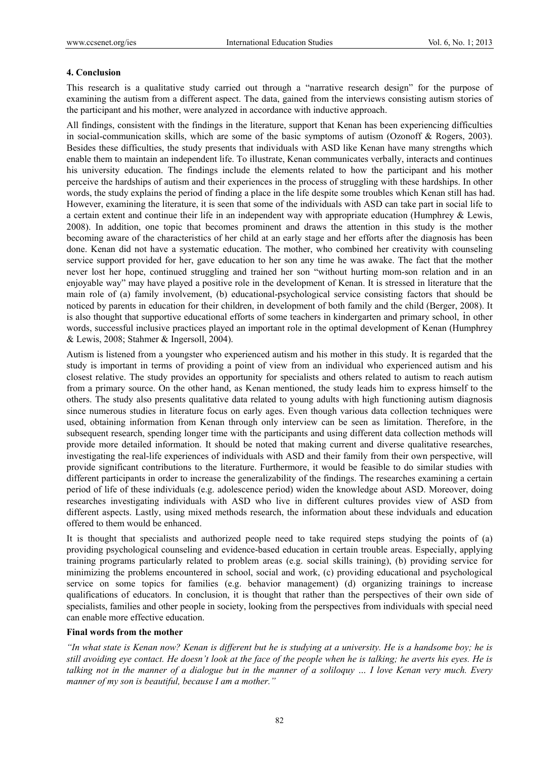## 4. Conclusion

This research is a qualitative study carried out through a "narrative research design" for the purpose of examining the autism from a different aspect. The data, gained from the interviews consisting autism stories of the participant and his mother, were analyzed in accordance with inductive approach.

All findings, consistent with the findings in the literature, support that Kenan has been experiencing difficulties in social-communication skills, which are some of the basic symptoms of autism (Ozonoff & Rogers, 2003). Besides these difficulties, the study presents that individuals with ASD like Kenan have many strengths which enable them to maintain an independent life. To illustrate, Kenan communicates verbally, interacts and continues his university education. The findings include the elements related to how the participant and his mother perceive the hardships of autism and their experiences in the process of struggling with these hardships. In other words, the study explains the period of finding a place in the life despite some troubles which Kenan still has had. However, examining the literature, it is seen that some of the individuals with ASD can take part in social life to a certain extent and continue their life in an independent way with appropriate education (Humphrey & Lewis, 2008). In addition, one topic that becomes prominent and draws the attention in this study is the mother becoming aware of the characteristics of her child at an early stage and her efforts after the diagnosis has been done. Kenan did not have a systematic education. The mother, who combined her creativity with counseling service support provided for her, gave education to her son any time he was awake. The fact that the mother never lost her hope, continued struggling and trained her son "without hurting mom-son relation and in an enjoyable way" may have played a positive role in the development of Kenan. It is stressed in literature that the main role of (a) family involvement, (b) educational-psychological service consisting factors that should be noticed by parents in education for their children, in development of both family and the child (Berger, 2008). It is also thought that supportive educational efforts of some teachers in kindergarten and primary school, in other words, successful inclusive practices played an important role in the optimal development of Kenan (Humphrey & Lewis, 2008; Stahmer & Ingersoll, 2004).

Autism is listened from a youngster who experienced autism and his mother in this study. It is regarded that the study is important in terms of providing a point of view from an individual who experienced autism and his closest relative. The study provides an opportunity for specialists and others related to autism to reach autism from a primary source. On the other hand, as Kenan mentioned, the study leads him to express himself to the others. The study also presents qualitative data related to young adults with high functioning autism diagnosis since numerous studies in literature focus on early ages. Even though various data collection techniques were used, obtaining information from Kenan through only interview can be seen as limitation. Therefore, in the subsequent research, spending longer time with the participants and using different data collection methods will provide more detailed information. It should be noted that making current and diverse qualitative researches, investigating the real-life experiences of individuals with ASD and their family from their own perspective, will provide significant contributions to the literature. Furthermore, it would be feasible to do similar studies with different participants in order to increase the generalizability of the findings. The researches examining a certain period of life of these individuals (e.g. adolescence period) widen the knowledge about ASD. Moreover, doing researches investigating individuals with ASD who live in different cultures provides view of ASD from different aspects. Lastly, using mixed methods research, the information about these indviduals and education offered to them would be enhanced.

It is thought that specialists and authorized people need to take required steps studying the points of (a) providing psychological counseling and evidence-based education in certain trouble areas. Especially, applying training programs particularly related to problem areas (e.g. social skills training), (b) providing service for minimizing the problems encountered in school, social and work, (c) providing educational and psychological service on some topics for families (e.g. behavior management) (d) organizing trainings to increase qualifications of educators. In conclusion, it is thought that rather than the perspectives of their own side of specialists, families and other people in society, looking from the perspectives from individuals with special need can enable more effective education.

### Final words from the mother

*"In what state is Kenan now? Kenan is different but he is studying at a university. He is a handsome boy; he is still avoiding eye contact. He doesn't look at the face of the people when he is talking; he averts his eyes. He is talking not in the manner of a dialogue but in the manner of a soliloquy … I love Kenan very much. Every manner of my son is beautiful, because I am a mother."*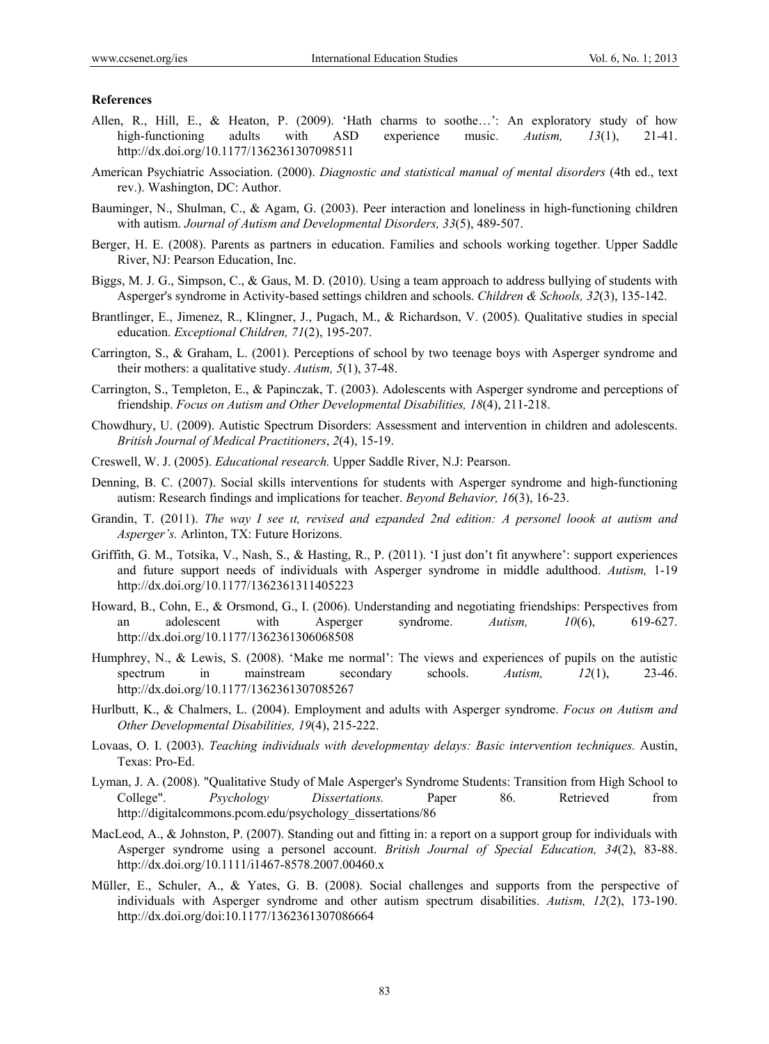**References**

Allen, R., Hill, E., & Heaton, P. (2009). 'Hath charms to soothe…': An exploratory study of how high-functioning adults with ASD experience music. *Autism, 13*(1), 21-41. http://dx.doi.org/10.1177/1362361307098511

American Psychiatric Association. (2000). *Diagnostic and statistical manual of mental disorders* (4th ed., text rev.). Washington, DC: Author.

Bauminger, N., Shulman, C., & Agam, G. (2003). Peer interaction and loneliness in high-functioning children with autism. *Journal of Autism and Developmental Disorders, 33*(5), 489-507.

Berger, H. E. (2008). Parents as partners in education. Families and schools working together. Upper Saddle River, NJ: Pearson Education, Inc.

Biggs, M. J. G., Simpson, C., & Gaus, M. D. (2010). Using a team approach to address bullying of students with Asperger's syndrome in Activity-based settings children and schools. *Children & Schools, 32*(3), 135-142.

Brantlinger, E., Jimenez, R., Klingner, J., Pugach, M., & Richardson, V. (2005). Qualitative studies in special education. *Exceptional Children, 71*(2), 195-207.

Carrington, S., & Graham, L. (2001). Perceptions of school by two teenage boys with Asperger syndrome and their mothers: a qualitative study. *Autism, 5*(1), 37-48.

Carrington, S., Templeton, E., & Papinczak, T. (2003). Adolescents with Asperger syndrome and perceptions of friendship. *Focus on Autism and Other Developmental Disabilities, 18*(4), 211-218.

Chowdhury, U. (2009). Autistic Spectrum Disorders: Assessment and intervention in children and adolescents. *British Journal of Medical Practitioners*, *2*(4), 15-19.

Creswell, W. J. (2005). *Educational research.* Upper Saddle River, N.J: Pearson.

Denning, B. C. (2007). Social skills interventions for students with Asperger syndrome and high-functioning autism: Research findings and implications for teacher. *Beyond Behavior, 16*(3), 16-23.

Grandin, T. (2011). *The way I see ıt, revised and ezpanded 2nd edition: A personel loook at autism and Asperger's.* Arlinton, TX: Future Horizons.

Griffith, G. M., Totsika, V., Nash, S., & Hasting, R., P. (2011). 'I just don't fit anywhere': support experiences and future support needs of individuals with Asperger syndrome in middle adulthood. *Autism,* 1-19 http://dx.doi.org/10.1177/1362361311405223

Howard, B., Cohn, E., & Orsmond, G., I. (2006). Understanding and negotiating friendships: Perspectives from an adolescent with Asperger syndrome. *Autism, 10*(6), 619-627. http://dx.doi.org/10.1177/1362361306068508

Humphrey, N., & Lewis, S. (2008). 'Make me normal': The views and experiences of pupils on the autistic spectrum in mainstream secondary schools. *Autism, 12*(1), 23-46. http://dx.doi.org/10.1177/1362361307085267

Hurlbutt, K., & Chalmers, L. (2004). Employment and adults with Asperger syndrome. *Focus on Autism and Other Developmental Disabilities, 19*(4), 215-222.

Lovaas, O. I. (2003). *Teaching individuals with developmentay delays: Basic intervention techniques.* Austin, Texas: Pro-Ed.

Lyman, J. A. (2008). "Qualitative Study of Male Asperger's Syndrome Students: Transition from High School to College". *Psychology Dissertations.* Paper 86. Retrieved from http://digitalcommons.pcom.edu/psychology_dissertations/86

MacLeod, A., & Johnston, P. (2007). Standing out and fitting in: a report on a support group for individuals with Asperger syndrome using a personel account. *British Journal of Special Education, 34*(2), 83-88. http://dx.doi.org/10.1111/i1467-8578.2007.00460.x

Müller, E., Schuler, A., & Yates, G. B. (2008). Social challenges and supports from the perspective of individuals with Asperger syndrome and other autism spectrum disabilities. *Autism, 12*(2), 173-190. http://dx.doi.org/doi:10.1177/1362361307086664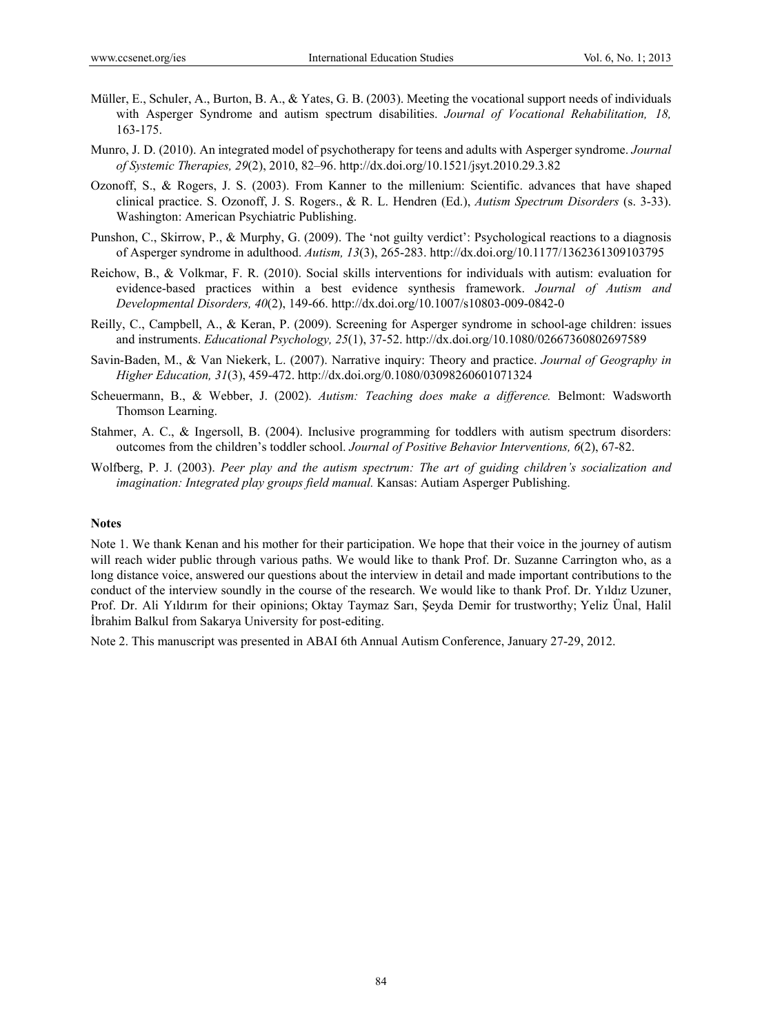Müller, E., Schuler, A., Burton, B. A., & Yates, G. B. (2003). Meeting the vocational support needs of individuals with Asperger Syndrome and autism spectrum disabilities. *Journal of Vocational Rehabilitation, 18,* 163-175.

Munro, J. D. (2010). An integrated model of psychotherapy for teens and adults with Asperger syndrome. *Journal of Systemic Therapies, 29*(2), 2010, 82–96. http://dx.doi.org/10.1521/jsyt.2010.29.3.82

Ozonoff, S., & Rogers, J. S. (2003). From Kanner to the millenium: Scientific. advances that have shaped clinical practice. S. Ozonoff, J. S. Rogers., & R. L. Hendren (Ed.), *Autism Spectrum Disorders* (s. 3-33). Washington: American Psychiatric Publishing.

Punshon, C., Skirrow, P., & Murphy, G. (2009). The 'not guilty verdict': Psychological reactions to a diagnosis of Asperger syndrome in adulthood. *Autism, 13*(3), 265-283. http://dx.doi.org/10.1177/1362361309103795

Reichow, B., & Volkmar, F. R. (2010). Social skills interventions for individuals with autism: evaluation for evidence-based practices within a best evidence synthesis framework. *Journal of Autism and Developmental Disorders, 40*(2), 149-66. http://dx.doi.org/10.1007/s10803-009-0842-0

Reilly, C., Campbell, A., & Keran, P. (2009). Screening for Asperger syndrome in school-age children: issues and instruments. *Educational Psychology, 25*(1), 37-52. http://dx.doi.org/10.1080/02667360802697589

Savin-Baden, M., & Van Niekerk, L. (2007). Narrative inquiry: Theory and practice. *Journal of Geography in Higher Education, 31*(3), 459-472. http://dx.doi.org/0.1080/03098260601071324

Scheuermann, B., & Webber, J. (2002). *Autism: Teaching does make a difference.* Belmont: Wadsworth Thomson Learning.

Stahmer, A. C., & Ingersoll, B. (2004). Inclusive programming for toddlers with autism spectrum disorders: outcomes from the children's toddler school. *Journal of Positive Behavior Interventions, 6*(2), 67-82.

Wolfberg, P. J. (2003). *Peer play and the autism spectrum: The art of guiding children's socialization and imagination: Integrated play groups field manual.* Kansas: Autiam Asperger Publishing.

**Notes**

Note 1. We thank Kenan and his mother for their participation. We hope that their voice in the journey of autism will reach wider public through various paths. We would like to thank Prof. Dr. Suzanne Carrington who, as a long distance voice, answered our questions about the interview in detail and made important contributions to the conduct of the interview soundly in the course of the research. We would like to thank Prof. Dr. Yıldız Uzuner, Prof. Dr. Ali Yıldırım for their opinions; Oktay Taymaz Sarı, Şeyda Demir for trustworthy; Yeliz Ünal, Halil İbrahim Balkul from Sakarya University for post-editing.

Note 2. This manuscript was presented in ABAI 6th Annual Autism Conference, January 27-29, 2012.